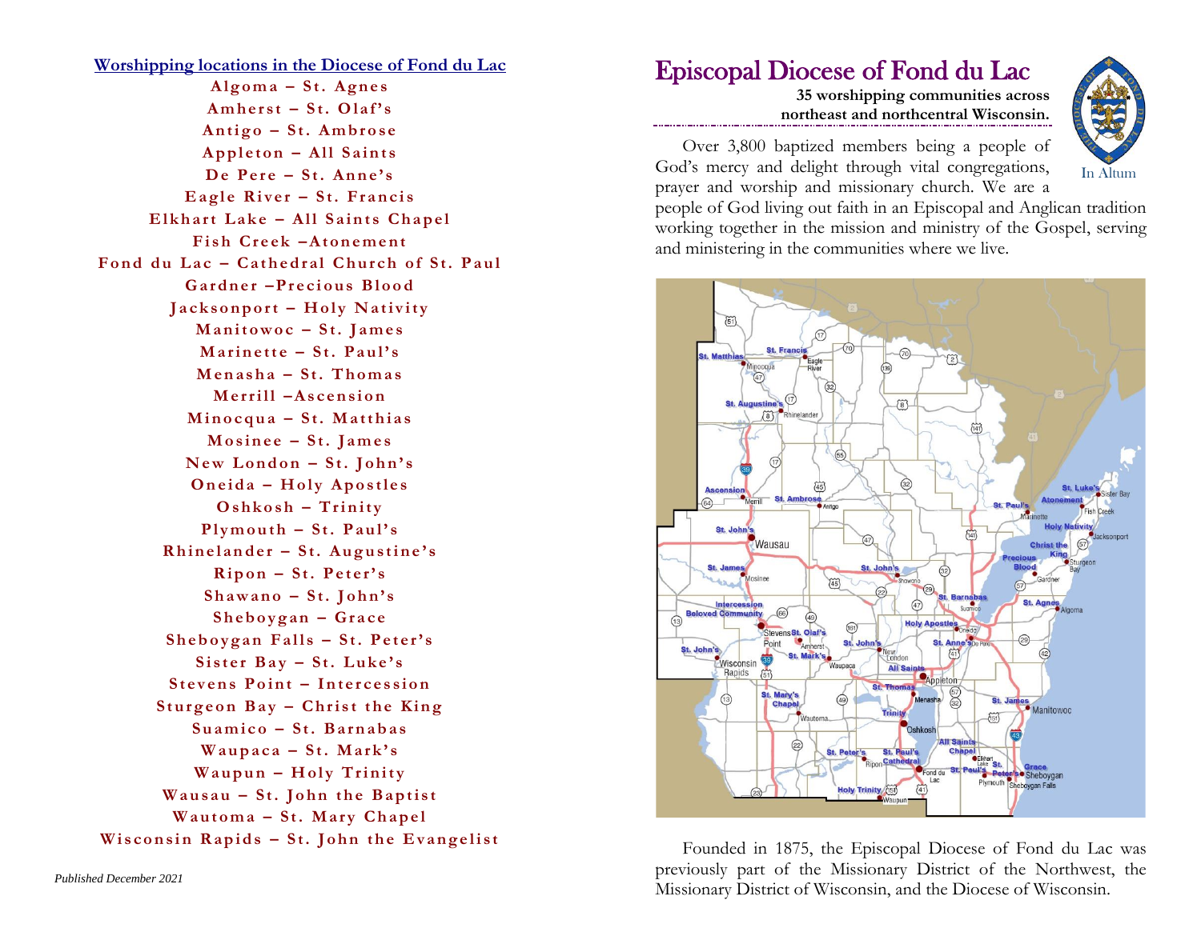**Worshipping locations in the Diocese of Fond du Lac**

Algoma – St. Agnes
Amherst – St. Olaf's
Antigo – St. Ambrose
Appleton – All Saints
De Pere – St. Anne's
Eagle River – St. Francis
Elkhart Lake – All Saints Chapel
Fish Creek –Atonement
Fond du Lac – Cathedral Church of St. Paul
Gardner –Precious Blood
Jacksonport – Holy Nativity
Manitowoc – St. James
Marinette – St. Paul's
Menasha – St. Thomas
Merrill –Ascension
Minocqua – St. Matthias
Mosinee – St. James
New London – St. John's
Oneida – Holy Apostles
Oshkosh – Trinity
Plymouth – St. Paul's
Rhinelander – St. Augustine's
Ripon – St. Peter's
Shawano – St. John's
Sheboygan – Grace
Sheboygan Falls – St. Peter's
Sister Bay – St. Luke's
Stevens Point – Intercession
Sturgeon Bay – Christ the King
Suamico – St. Barnabas
Waupaca – St. Mark's
Waupun – Holy Trinity
Wausau – St. John the Baptist
Wautoma – St. Mary Chapel
Wisconsin Rapids – St. John the Evangelist

*Published December 2021*

# Episcopal Diocese of Fond du Lac

**35 worshipping communities across northeast and northcentral Wisconsin.**

In Altum

Over 3,800 baptized members being a people of God's mercy and delight through vital congregations, prayer and worship and missionary church. We are a people of God living out faith in an Episcopal and Anglican tradition working together in the mission and ministry of the Gospel, serving and ministering in the communities where we live.

Founded in 1875, the Episcopal Diocese of Fond du Lac was previously part of the Missionary District of the Northwest, the Missionary District of Wisconsin, and the Diocese of Wisconsin.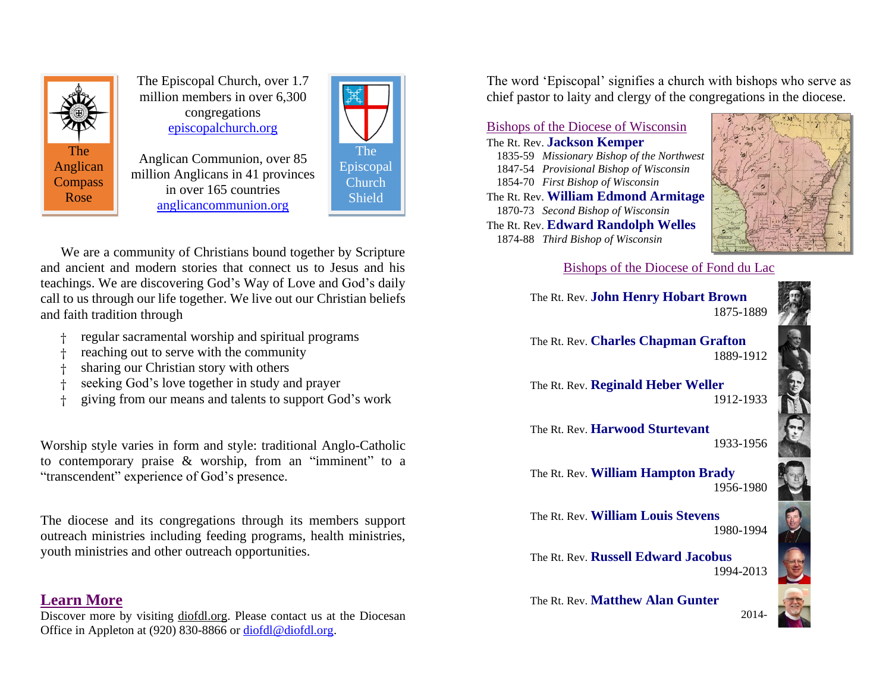The Anglican Compass Rose

The Episcopal Church, over 1.7 million members in over 6,300 congregations
episcopalchurch.org

Anglican Communion, over 85 million Anglicans in 41 provinces in over 165 countries
anglicancommunion.org

The Episcopal Church Shield

We are a community of Christians bound together by Scripture and ancient and modern stories that connect us to Jesus and his teachings. We are discovering God's Way of Love and God's daily call to us through our life together. We live out our Christian beliefs and faith tradition through

- † regular sacramental worship and spiritual programs
- † reaching out to serve with the community
- † sharing our Christian story with others
- † seeking God's love together in study and prayer
- † giving from our means and talents to support God's work

Worship style varies in form and style: traditional Anglo-Catholic to contemporary praise & worship, from an "imminent" to a "transcendent" experience of God's presence.

The diocese and its congregations through its members support outreach ministries including feeding programs, health ministries, youth ministries and other outreach opportunities.

## Learn More

Discover more by visiting diofdl.org. Please contact us at the Diocesan Office in Appleton at (920) 830-8866 or diofdl@diofdl.org.

The word 'Episcopal' signifies a church with bishops who serve as chief pastor to laity and clergy of the congregations in the diocese.

### Bishops of the Diocese of Wisconsin

The Rt. Rev. **Jackson Kemper**
1835-59 *Missionary Bishop of the Northwest*
1847-54 *Provisional Bishop of Wisconsin*
1854-70 *First Bishop of Wisconsin*

The Rt. Rev. **William Edmond Armitage**
1870-73 *Second Bishop of Wisconsin*

The Rt. Rev. **Edward Randolph Welles**
1874-88 *Third Bishop of Wisconsin*

### Bishops of the Diocese of Fond du Lac

The Rt. Rev. **John Henry Hobart Brown**
1875-1889

The Rt. Rev. **Charles Chapman Grafton**
1889-1912

The Rt. Rev. **Reginald Heber Weller**
1912-1933

The Rt. Rev. **Harwood Sturtevant**
1933-1956

The Rt. Rev. **William Hampton Brady**
1956-1980

The Rt. Rev. **William Louis Stevens**
1980-1994

The Rt. Rev. **Russell Edward Jacobus**
1994-2013

The Rt. Rev. **Matthew Alan Gunter**
2014-